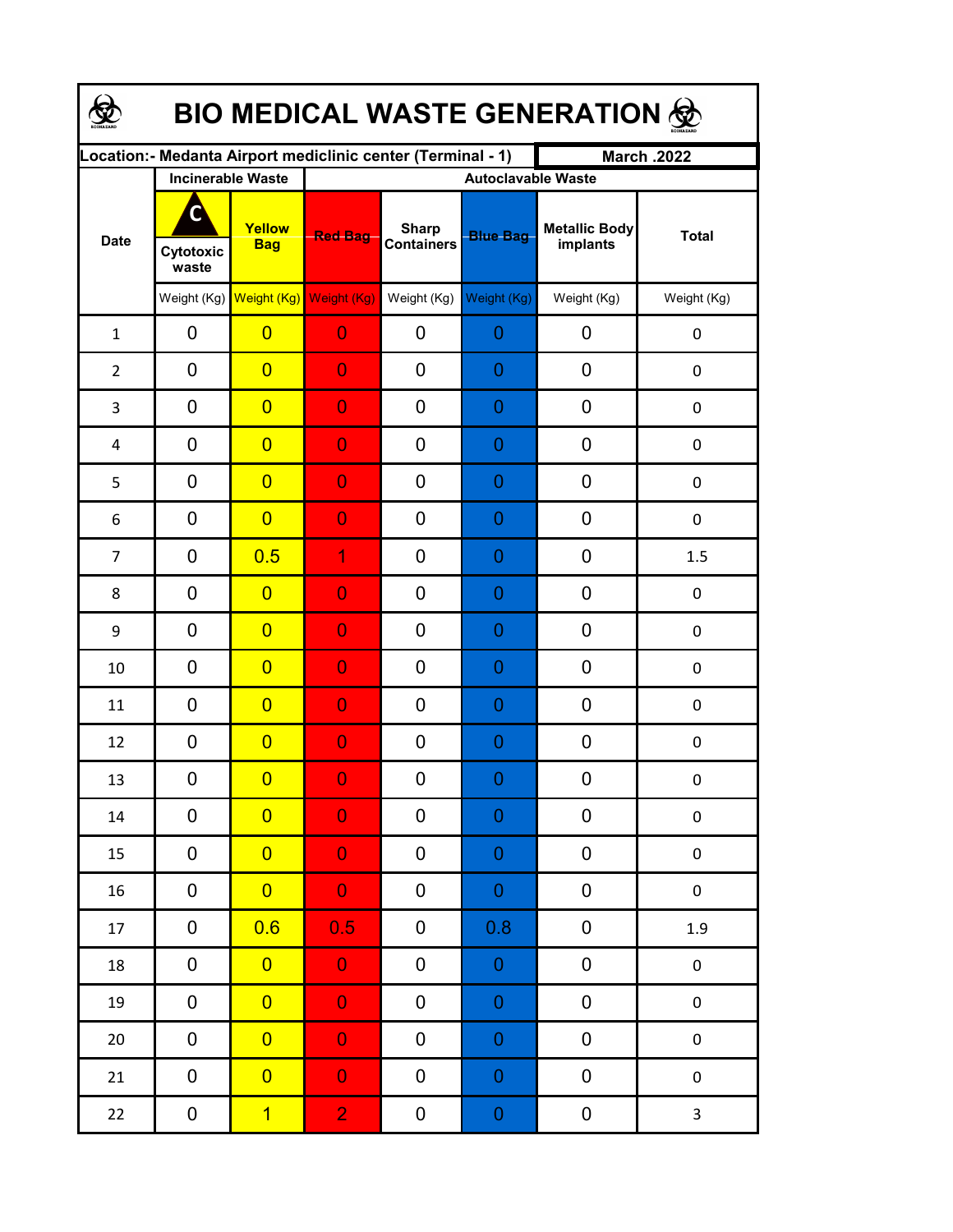# BIO MEDICAL WASTE GENERATION

| Location:- Medanta Airport mediclinic center (Terminal - 1) | | | | | | | March .2022 |
|---|---|---|---|---|---|---|---|
| Date | Incinerable Waste | | Autoclavable Waste | | | | |
| | C Cytotoxic waste | Yellow Bag | Red Bag | Sharp Containers | Blue Bag | Metallic Body implants | Total |
| | Weight (Kg) | Weight (Kg) | Weight (Kg) | Weight (Kg) | Weight (Kg) | Weight (Kg) | Weight (Kg) |
| 1 | 0 | 0 | 0 | 0 | 0 | 0 | 0 |
| 2 | 0 | 0 | 0 | 0 | 0 | 0 | 0 |
| 3 | 0 | 0 | 0 | 0 | 0 | 0 | 0 |
| 4 | 0 | 0 | 0 | 0 | 0 | 0 | 0 |
| 5 | 0 | 0 | 0 | 0 | 0 | 0 | 0 |
| 6 | 0 | 0 | 0 | 0 | 0 | 0 | 0 |
| 7 | 0 | 0.5 | 1 | 0 | 0 | 0 | 1.5 |
| 8 | 0 | 0 | 0 | 0 | 0 | 0 | 0 |
| 9 | 0 | 0 | 0 | 0 | 0 | 0 | 0 |
| 10 | 0 | 0 | 0 | 0 | 0 | 0 | 0 |
| 11 | 0 | 0 | 0 | 0 | 0 | 0 | 0 |
| 12 | 0 | 0 | 0 | 0 | 0 | 0 | 0 |
| 13 | 0 | 0 | 0 | 0 | 0 | 0 | 0 |
| 14 | 0 | 0 | 0 | 0 | 0 | 0 | 0 |
| 15 | 0 | 0 | 0 | 0 | 0 | 0 | 0 |
| 16 | 0 | 0 | 0 | 0 | 0 | 0 | 0 |
| 17 | 0 | 0.6 | 0.5 | 0 | 0.8 | 0 | 1.9 |
| 18 | 0 | 0 | 0 | 0 | 0 | 0 | 0 |
| 19 | 0 | 0 | 0 | 0 | 0 | 0 | 0 |
| 20 | 0 | 0 | 0 | 0 | 0 | 0 | 0 |
| 21 | 0 | 0 | 0 | 0 | 0 | 0 | 0 |
| 22 | 0 | 1 | 2 | 0 | 0 | 0 | 3 |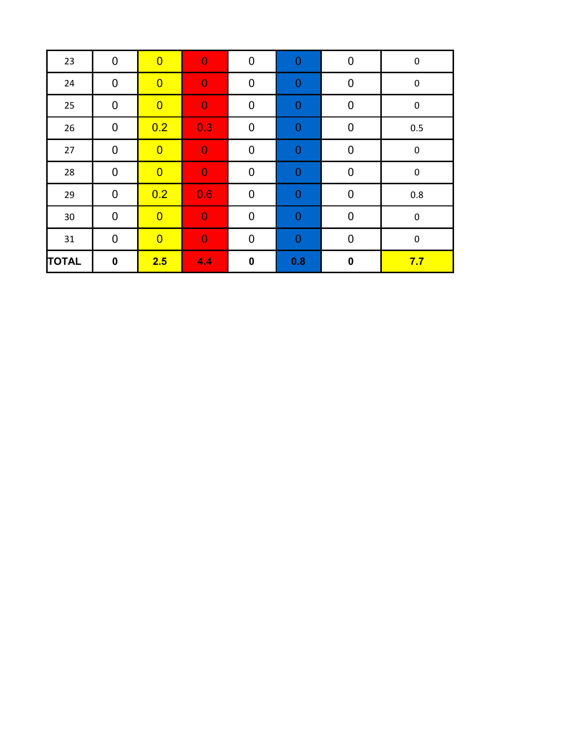| | | | | | | | |
|---|---|---|---|---|---|---|---|
| 23 | 0 | 0 | 0 | 0 | 0 | 0 | 0 |
| 24 | 0 | 0 | 0 | 0 | 0 | 0 | 0 |
| 25 | 0 | 0 | 0 | 0 | 0 | 0 | 0 |
| 26 | 0 | 0.2 | 0.3 | 0 | 0 | 0 | 0.5 |
| 27 | 0 | 0 | 0 | 0 | 0 | 0 | 0 |
| 28 | 0 | 0 | 0 | 0 | 0 | 0 | 0 |
| 29 | 0 | 0.2 | 0.6 | 0 | 0 | 0 | 0.8 |
| 30 | 0 | 0 | 0 | 0 | 0 | 0 | 0 |
| 31 | 0 | 0 | 0 | 0 | 0 | 0 | 0 |
| **TOTAL** | **0** | **2.5** | **4.4** | **0** | **0.8** | **0** | **7.7** |